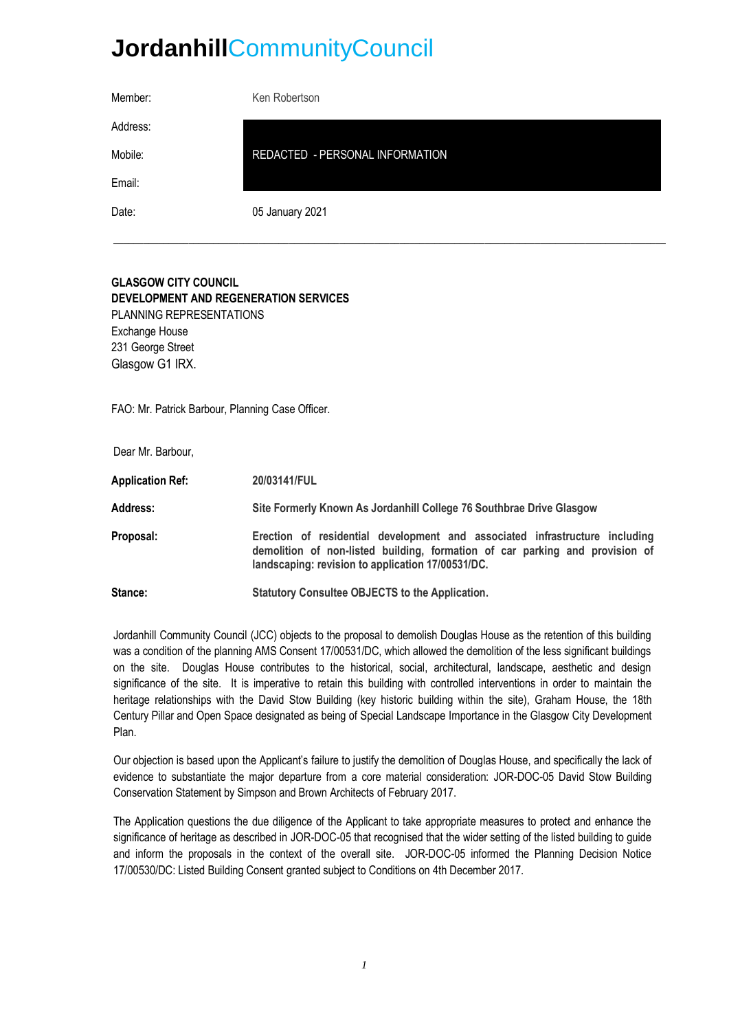# **Jordanhill**CommunityCouncil

| | |
|---|---|
| Member: | Ken Robertson |
| Address: | |
| Mobile: | REDACTED - PERSONAL INFORMATION |
| Email: | |
| Date: | 05 January 2021 |

---

**GLASGOW CITY COUNCIL**
**DEVELOPMENT AND REGENERATION SERVICES**
PLANNING REPRESENTATIONS
Exchange House
231 George Street
Glasgow G1 IRX.

FAO: Mr. Patrick Barbour, Planning Case Officer.

Dear Mr. Barbour,

| | |
|---|---|
| **Application Ref:** | **20/03141/FUL** |
| **Address:** | **Site Formerly Known As Jordanhill College 76 Southbrae Drive Glasgow** |
| **Proposal:** | **Erection of residential development and associated infrastructure including demolition of non-listed building, formation of car parking and provision of landscaping: revision to application 17/00531/DC.** |
| **Stance:** | **Statutory Consultee OBJECTS to the Application.** |

Jordanhill Community Council (JCC) objects to the proposal to demolish Douglas House as the retention of this building was a condition of the planning AMS Consent 17/00531/DC, which allowed the demolition of the less significant buildings on the site. Douglas House contributes to the historical, social, architectural, landscape, aesthetic and design significance of the site. It is imperative to retain this building with controlled interventions in order to maintain the heritage relationships with the David Stow Building (key historic building within the site), Graham House, the 18th Century Pillar and Open Space designated as being of Special Landscape Importance in the Glasgow City Development Plan.

Our objection is based upon the Applicant's failure to justify the demolition of Douglas House, and specifically the lack of evidence to substantiate the major departure from a core material consideration: JOR-DOC-05 David Stow Building Conservation Statement by Simpson and Brown Architects of February 2017.

The Application questions the due diligence of the Applicant to take appropriate measures to protect and enhance the significance of heritage as described in JOR-DOC-05 that recognised that the wider setting of the listed building to guide and inform the proposals in the context of the overall site. JOR-DOC-05 informed the Planning Decision Notice 17/00530/DC: Listed Building Consent granted subject to Conditions on 4th December 2017.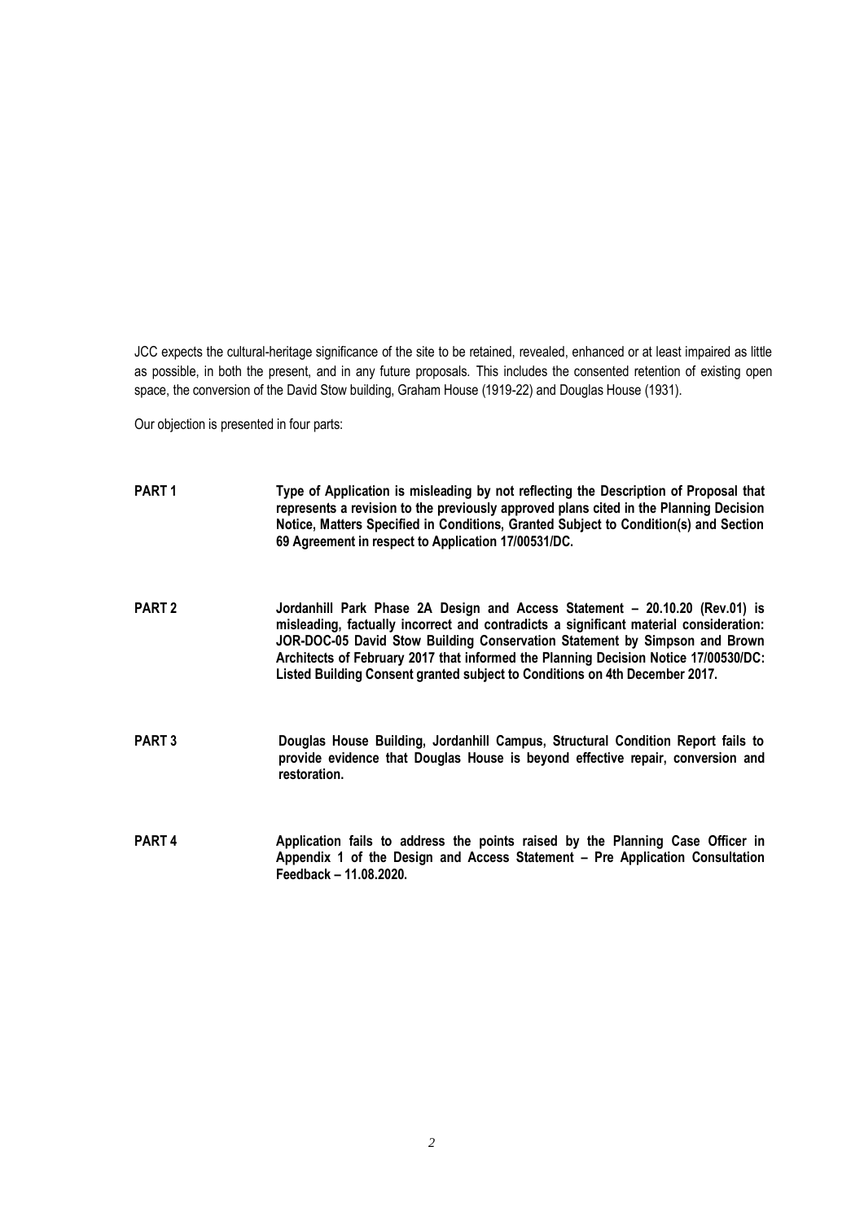JCC expects the cultural-heritage significance of the site to be retained, revealed, enhanced or at least impaired as little as possible, in both the present, and in any future proposals. This includes the consented retention of existing open space, the conversion of the David Stow building, Graham House (1919-22) and Douglas House (1931).

Our objection is presented in four parts:

| | |
|---|---|
| **PART 1** | **Type of Application is misleading by not reflecting the Description of Proposal that represents a revision to the previously approved plans cited in the Planning Decision Notice, Matters Specified in Conditions, Granted Subject to Condition(s) and Section 69 Agreement in respect to Application 17/00531/DC.** |
| **PART 2** | **Jordanhill Park Phase 2A Design and Access Statement – 20.10.20 (Rev.01) is misleading, factually incorrect and contradicts a significant material consideration: JOR-DOC-05 David Stow Building Conservation Statement by Simpson and Brown Architects of February 2017 that informed the Planning Decision Notice 17/00530/DC: Listed Building Consent granted subject to Conditions on 4th December 2017.** |
| **PART 3** | **Douglas House Building, Jordanhill Campus, Structural Condition Report fails to provide evidence that Douglas House is beyond effective repair, conversion and restoration.** |
| **PART 4** | **Application fails to address the points raised by the Planning Case Officer in Appendix 1 of the Design and Access Statement – Pre Application Consultation Feedback – 11.08.2020.** |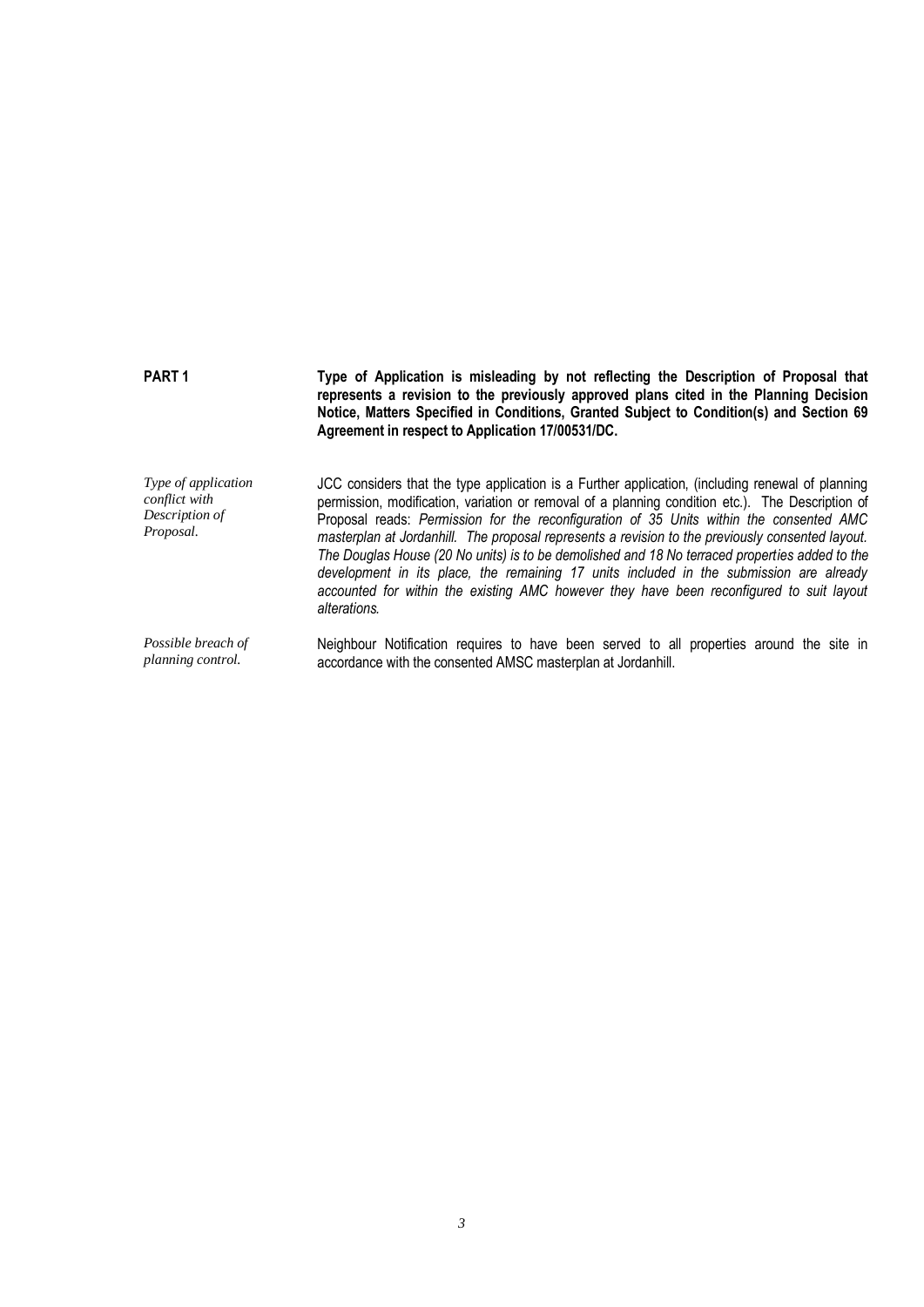**PART 1** **Type of Application is misleading by not reflecting the Description of Proposal that represents a revision to the previously approved plans cited in the Planning Decision Notice, Matters Specified in Conditions, Granted Subject to Condition(s) and Section 69 Agreement in respect to Application 17/00531/DC.**

*Type of application conflict with Description of Proposal.*

JCC considers that the type application is a Further application, (including renewal of planning permission, modification, variation or removal of a planning condition etc.). The Description of Proposal reads: *Permission for the reconfiguration of 35 Units within the consented AMC masterplan at Jordanhill. The proposal represents a revision to the previously consented layout. The Douglas House (20 No units) is to be demolished and 18 No terraced properties added to the development in its place, the remaining 17 units included in the submission are already accounted for within the existing AMC however they have been reconfigured to suit layout alterations.*

*Possible breach of planning control.*

Neighbour Notification requires to have been served to all properties around the site in accordance with the consented AMSC masterplan at Jordanhill.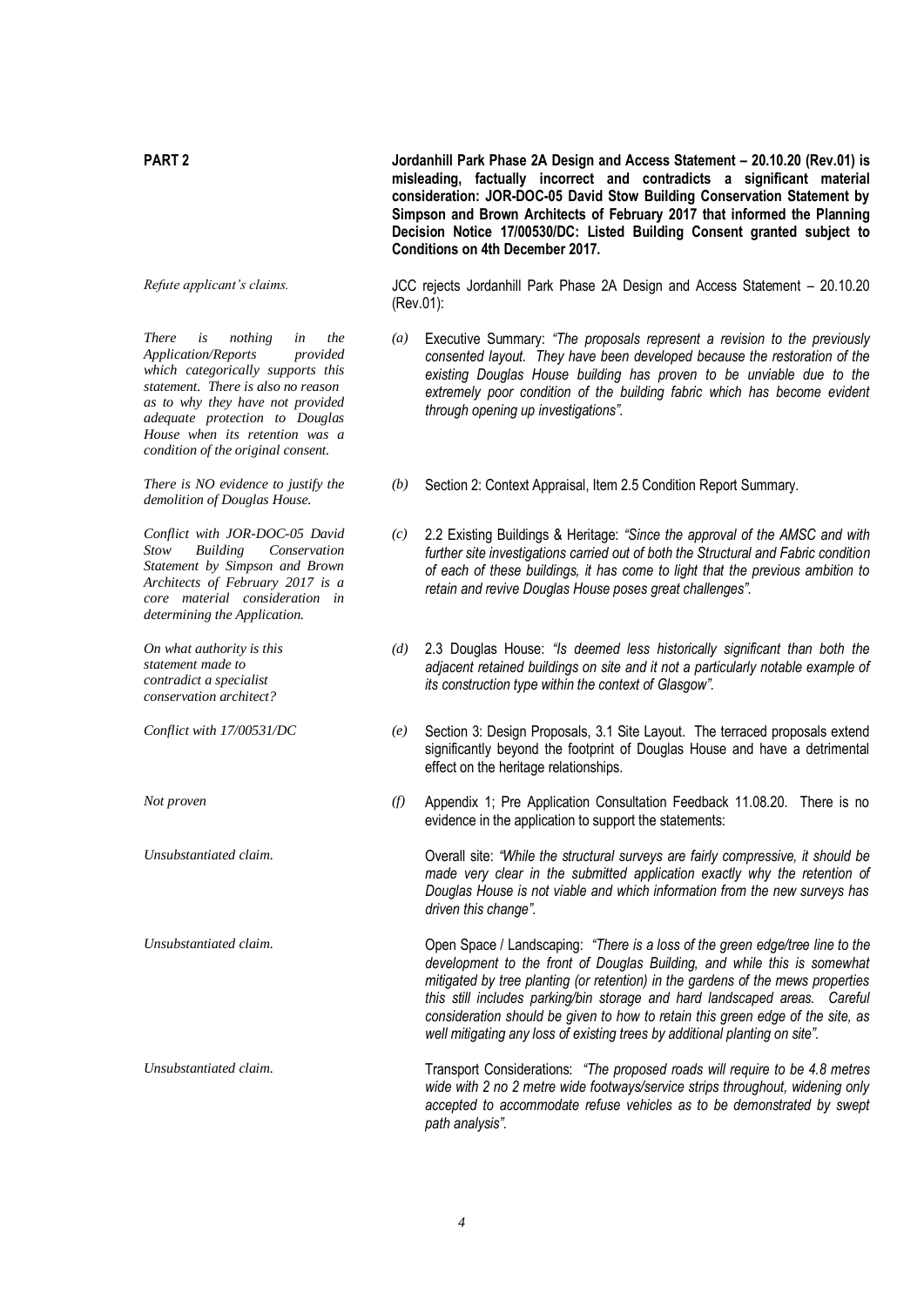**PART 2** **Jordanhill Park Phase 2A Design and Access Statement – 20.10.20 (Rev.01) is misleading, factually incorrect and contradicts a significant material consideration: JOR-DOC-05 David Stow Building Conservation Statement by Simpson and Brown Architects of February 2017 that informed the Planning Decision Notice 17/00530/DC: Listed Building Consent granted subject to Conditions on 4th December 2017.**

*Refute applicant's claims.*

JCC rejects Jordanhill Park Phase 2A Design and Access Statement – 20.10.20 (Rev.01):

*There is nothing in the Application/Reports provided which categorically supports this statement. There is also no reason as to why they have not provided adequate protection to Douglas House when its retention was a condition of the original consent.*

*(a)* Executive Summary: *"The proposals represent a revision to the previously consented layout. They have been developed because the restoration of the existing Douglas House building has proven to be unviable due to the extremely poor condition of the building fabric which has become evident through opening up investigations".*

*There is NO evidence to justify the demolition of Douglas House.*

*(b)* Section 2: Context Appraisal, Item 2.5 Condition Report Summary.

*Conflict with JOR-DOC-05 David Stow Building Conservation Statement by Simpson and Brown Architects of February 2017 is a core material consideration in determining the Application.*

*(c)* 2.2 Existing Buildings & Heritage: *"Since the approval of the AMSC and with further site investigations carried out of both the Structural and Fabric condition of each of these buildings, it has come to light that the previous ambition to retain and revive Douglas House poses great challenges".*

*On what authority is this statement made to contradict a specialist conservation architect?*

*(d)* 2.3 Douglas House: *"Is deemed less historically significant than both the adjacent retained buildings on site and it not a particularly notable example of its construction type within the context of Glasgow".*

*Conflict with 17/00531/DC*

*(e)* Section 3: Design Proposals, 3.1 Site Layout. The terraced proposals extend significantly beyond the footprint of Douglas House and have a detrimental effect on the heritage relationships.

*Not proven*

*(f)* Appendix 1; Pre Application Consultation Feedback 11.08.20. There is no evidence in the application to support the statements:

*Unsubstantiated claim.*

Overall site: *"While the structural surveys are fairly compressive, it should be made very clear in the submitted application exactly why the retention of Douglas House is not viable and which information from the new surveys has driven this change".*

*Unsubstantiated claim.*

Open Space / Landscaping: *"There is a loss of the green edge/tree line to the development to the front of Douglas Building, and while this is somewhat mitigated by tree planting (or retention) in the gardens of the mews properties this still includes parking/bin storage and hard landscaped areas. Careful consideration should be given to how to retain this green edge of the site, as well mitigating any loss of existing trees by additional planting on site".*

*Unsubstantiated claim.*

Transport Considerations: *"The proposed roads will require to be 4.8 metres wide with 2 no 2 metre wide footways/service strips throughout, widening only accepted to accommodate refuse vehicles as to be demonstrated by swept path analysis".*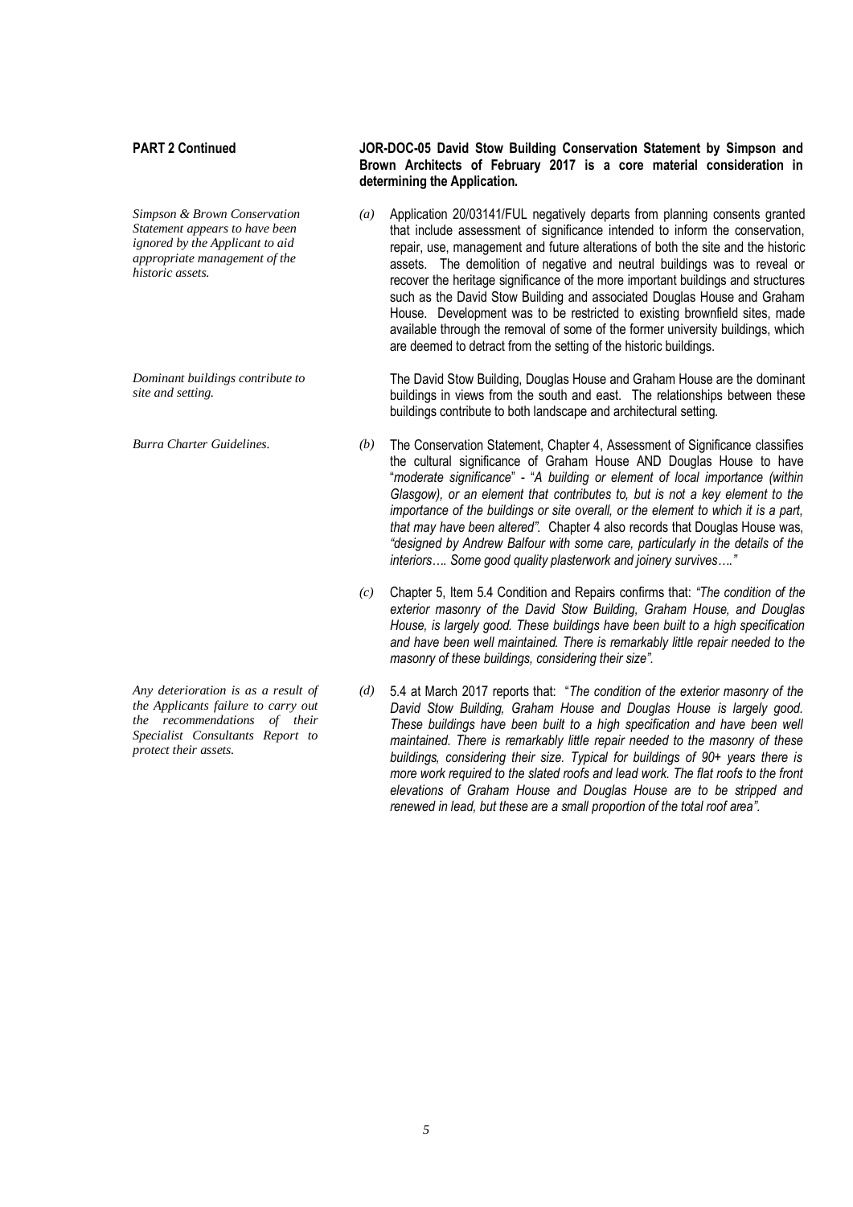**PART 2 Continued**

**JOR-DOC-05 David Stow Building Conservation Statement by Simpson and Brown Architects of February 2017 is a core material consideration in determining the Application.**

*Simpson & Brown Conservation Statement appears to have been ignored by the Applicant to aid appropriate management of the historic assets.*

*(a)* Application 20/03141/FUL negatively departs from planning consents granted that include assessment of significance intended to inform the conservation, repair, use, management and future alterations of both the site and the historic assets. The demolition of negative and neutral buildings was to reveal or recover the heritage significance of the more important buildings and structures such as the David Stow Building and associated Douglas House and Graham House. Development was to be restricted to existing brownfield sites, made available through the removal of some of the former university buildings, which are deemed to detract from the setting of the historic buildings.

*Dominant buildings contribute to site and setting.*

The David Stow Building, Douglas House and Graham House are the dominant buildings in views from the south and east. The relationships between these buildings contribute to both landscape and architectural setting.

*Burra Charter Guidelines.*

*(b)* The Conservation Statement, Chapter 4, Assessment of Significance classifies the cultural significance of Graham House AND Douglas House to have "*moderate significance*" - "*A building or element of local importance (within Glasgow), or an element that contributes to, but is not a key element to the importance of the buildings or site overall, or the element to which it is a part, that may have been altered".* Chapter 4 also records that Douglas House was, *"designed by Andrew Balfour with some care, particularly in the details of the interiors…. Some good quality plasterwork and joinery survives…."*

*(c)* Chapter 5, Item 5.4 Condition and Repairs confirms that: *"The condition of the exterior masonry of the David Stow Building, Graham House, and Douglas House, is largely good. These buildings have been built to a high specification and have been well maintained. There is remarkably little repair needed to the masonry of these buildings, considering their size".*

*Any deterioration is as a result of the Applicants failure to carry out the recommendations of their Specialist Consultants Report to protect their assets.*

*(d)* 5.4 at March 2017 reports that: "*The condition of the exterior masonry of the David Stow Building, Graham House and Douglas House is largely good. These buildings have been built to a high specification and have been well maintained. There is remarkably little repair needed to the masonry of these buildings, considering their size. Typical for buildings of 90+ years there is more work required to the slated roofs and lead work. The flat roofs to the front elevations of Graham House and Douglas House are to be stripped and renewed in lead, but these are a small proportion of the total roof area".*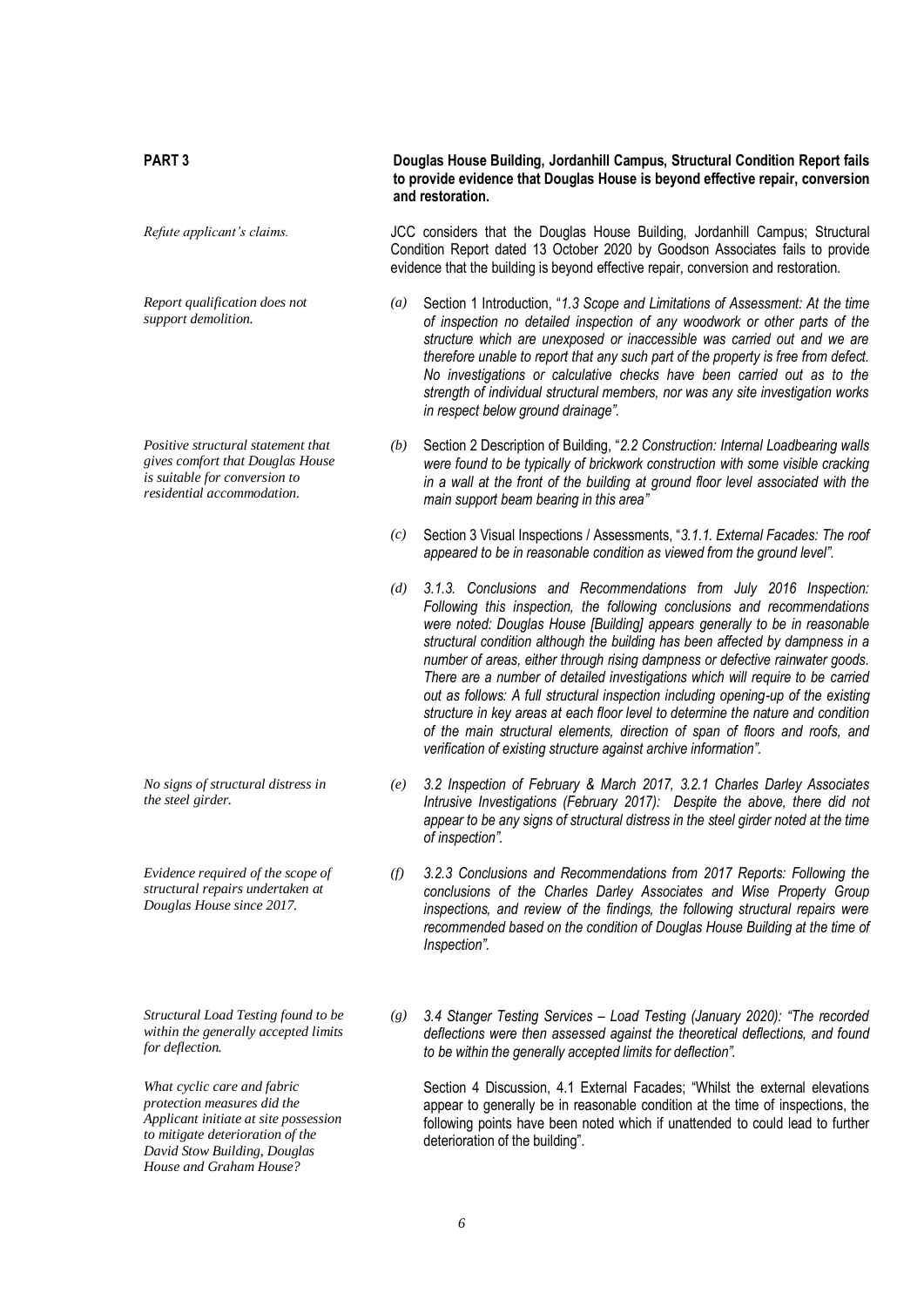**PART 3** **Douglas House Building, Jordanhill Campus, Structural Condition Report fails to provide evidence that Douglas House is beyond effective repair, conversion and restoration.**

*Refute applicant's claims.*

JCC considers that the Douglas House Building, Jordanhill Campus; Structural Condition Report dated 13 October 2020 by Goodson Associates fails to provide evidence that the building is beyond effective repair, conversion and restoration.

*Report qualification does not support demolition.*

*(a)* Section 1 Introduction, "*1.3 Scope and Limitations of Assessment: At the time of inspection no detailed inspection of any woodwork or other parts of the structure which are unexposed or inaccessible was carried out and we are therefore unable to report that any such part of the property is free from defect. No investigations or calculative checks have been carried out as to the strength of individual structural members, nor was any site investigation works in respect below ground drainage".*

*Positive structural statement that gives comfort that Douglas House is suitable for conversion to residential accommodation.*

*(b)* Section 2 Description of Building, "*2.2 Construction: Internal Loadbearing walls were found to be typically of brickwork construction with some visible cracking in a wall at the front of the building at ground floor level associated with the main support beam bearing in this area"*

*(c)* Section 3 Visual Inspections / Assessments, "*3.1.1. External Facades: The roof appeared to be in reasonable condition as viewed from the ground level".*

*(d)* *3.1.3. Conclusions and Recommendations from July 2016 Inspection: Following this inspection, the following conclusions and recommendations were noted: Douglas House [Building] appears generally to be in reasonable structural condition although the building has been affected by dampness in a number of areas, either through rising dampness or defective rainwater goods. There are a number of detailed investigations which will require to be carried out as follows: A full structural inspection including opening-up of the existing structure in key areas at each floor level to determine the nature and condition of the main structural elements, direction of span of floors and roofs, and verification of existing structure against archive information".*

*No signs of structural distress in the steel girder.*

*(e)* *3.2 Inspection of February & March 2017, 3.2.1 Charles Darley Associates Intrusive Investigations (February 2017): Despite the above, there did not appear to be any signs of structural distress in the steel girder noted at the time of inspection".*

*Evidence required of the scope of structural repairs undertaken at Douglas House since 2017.*

*(f)* *3.2.3 Conclusions and Recommendations from 2017 Reports: Following the conclusions of the Charles Darley Associates and Wise Property Group inspections, and review of the findings, the following structural repairs were recommended based on the condition of Douglas House Building at the time of Inspection".*

*Structural Load Testing found to be within the generally accepted limits for deflection.*

*(g)* *3.4 Stanger Testing Services – Load Testing (January 2020): "The recorded deflections were then assessed against the theoretical deflections, and found to be within the generally accepted limits for deflection".*

*What cyclic care and fabric protection measures did the Applicant initiate at site possession to mitigate deterioration of the David Stow Building, Douglas House and Graham House?*

Section 4 Discussion, 4.1 External Facades; "Whilst the external elevations appear to generally be in reasonable condition at the time of inspections, the following points have been noted which if unattended to could lead to further deterioration of the building".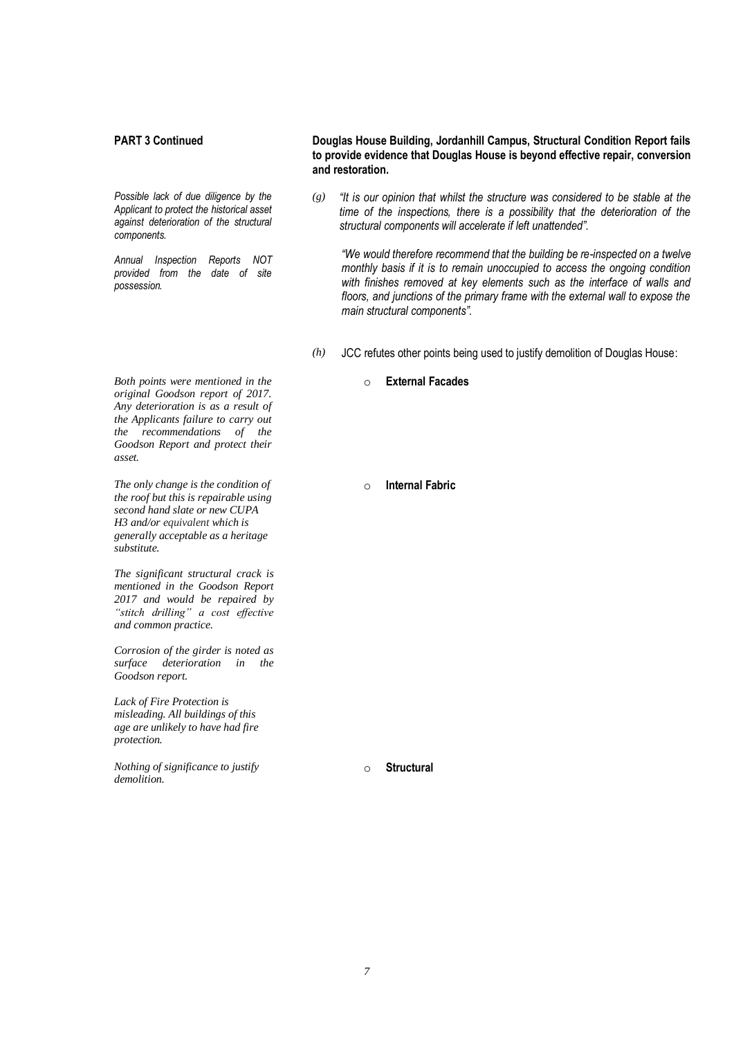**PART 3 Continued**

**Douglas House Building, Jordanhill Campus, Structural Condition Report fails to provide evidence that Douglas House is beyond effective repair, conversion and restoration.**

*Possible lack of due diligence by the Applicant to protect the historical asset against deterioration of the structural components.*

*Annual Inspection Reports NOT provided from the date of site possession.*

*(g)* *"It is our opinion that whilst the structure was considered to be stable at the time of the inspections, there is a possibility that the deterioration of the structural components will accelerate if left unattended".*

*"We would therefore recommend that the building be re-inspected on a twelve monthly basis if it is to remain unoccupied to access the ongoing condition with finishes removed at key elements such as the interface of walls and floors, and junctions of the primary frame with the external wall to expose the main structural components".*

*(h)* JCC refutes other points being used to justify demolition of Douglas House:

- **External Facades**

*Both points were mentioned in the original Goodson report of 2017. Any deterioration is as a result of the Applicants failure to carry out the recommendations of the Goodson Report and protect their asset.*

- **Internal Fabric**

*The only change is the condition of the roof but this is repairable using second hand slate or new CUPA H3 and/or equivalent which is generally acceptable as a heritage substitute.*

*The significant structural crack is mentioned in the Goodson Report 2017 and would be repaired by "stitch drilling" a cost effective and common practice.*

*Corrosion of the girder is noted as surface deterioration in the Goodson report.*

*Lack of Fire Protection is misleading. All buildings of this age are unlikely to have had fire protection.*

- **Structural**

*Nothing of significance to justify demolition.*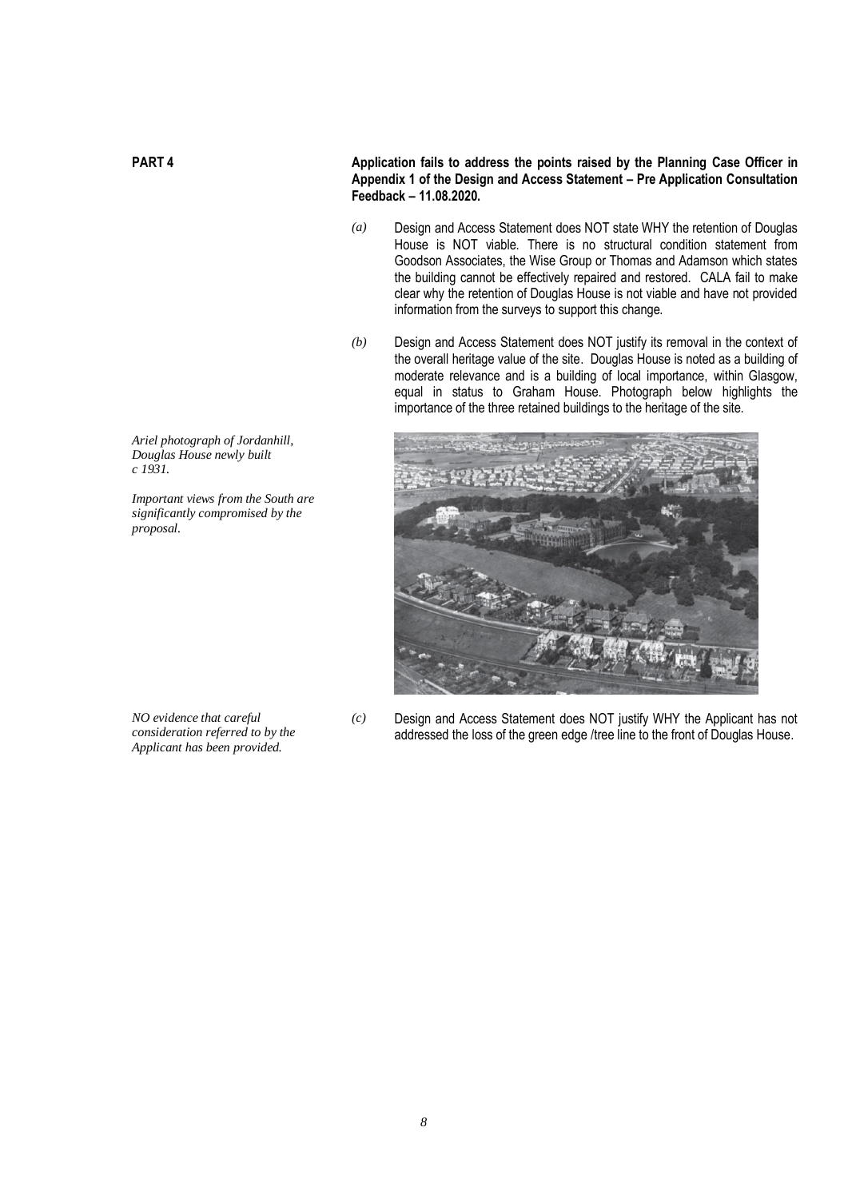**PART 4**

**Application fails to address the points raised by the Planning Case Officer in Appendix 1 of the Design and Access Statement – Pre Application Consultation Feedback – 11.08.2020.**

*(a)* Design and Access Statement does NOT state WHY the retention of Douglas House is NOT viable. There is no structural condition statement from Goodson Associates, the Wise Group or Thomas and Adamson which states the building cannot be effectively repaired and restored. CALA fail to make clear why the retention of Douglas House is not viable and have not provided information from the surveys to support this change.

*(b)* Design and Access Statement does NOT justify its removal in the context of the overall heritage value of the site. Douglas House is noted as a building of moderate relevance and is a building of local importance, within Glasgow, equal in status to Graham House. Photograph below highlights the importance of the three retained buildings to the heritage of the site.

*Ariel photograph of Jordanhill, Douglas House newly built c 1931.*

*Important views from the South are significantly compromised by the proposal.*

*(c)* Design and Access Statement does NOT justify WHY the Applicant has not addressed the loss of the green edge /tree line to the front of Douglas House.

*NO evidence that careful consideration referred to by the Applicant has been provided.*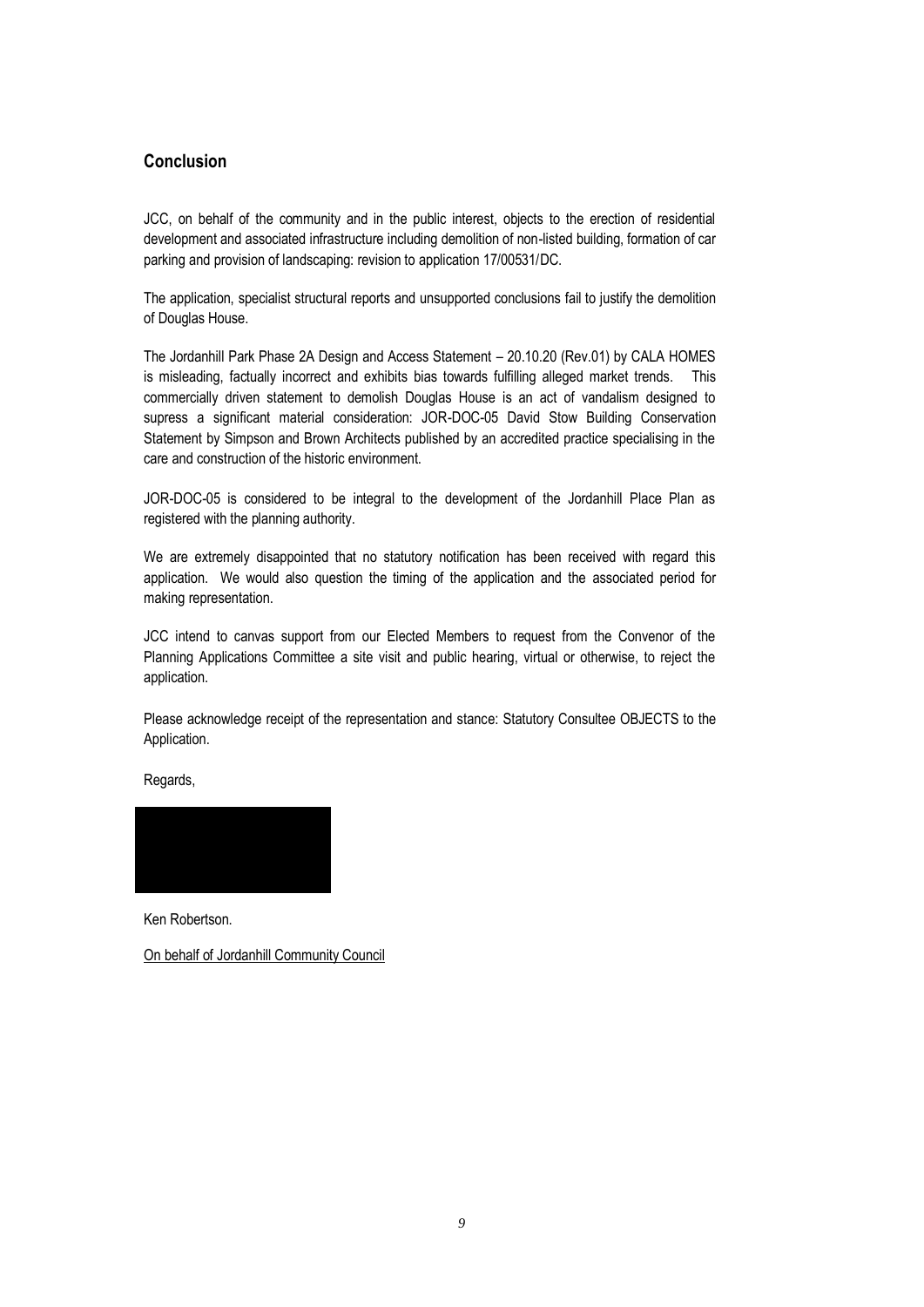## Conclusion

JCC, on behalf of the community and in the public interest, objects to the erection of residential development and associated infrastructure including demolition of non-listed building, formation of car parking and provision of landscaping: revision to application 17/00531/DC.

The application, specialist structural reports and unsupported conclusions fail to justify the demolition of Douglas House.

The Jordanhill Park Phase 2A Design and Access Statement – 20.10.20 (Rev.01) by CALA HOMES is misleading, factually incorrect and exhibits bias towards fulfilling alleged market trends. This commercially driven statement to demolish Douglas House is an act of vandalism designed to supress a significant material consideration: JOR-DOC-05 David Stow Building Conservation Statement by Simpson and Brown Architects published by an accredited practice specialising in the care and construction of the historic environment.

JOR-DOC-05 is considered to be integral to the development of the Jordanhill Place Plan as registered with the planning authority.

We are extremely disappointed that no statutory notification has been received with regard this application. We would also question the timing of the application and the associated period for making representation.

JCC intend to canvas support from our Elected Members to request from the Convenor of the Planning Applications Committee a site visit and public hearing, virtual or otherwise, to reject the application.

Please acknowledge receipt of the representation and stance: Statutory Consultee OBJECTS to the Application.

Regards,

Ken Robertson.

On behalf of Jordanhill Community Council